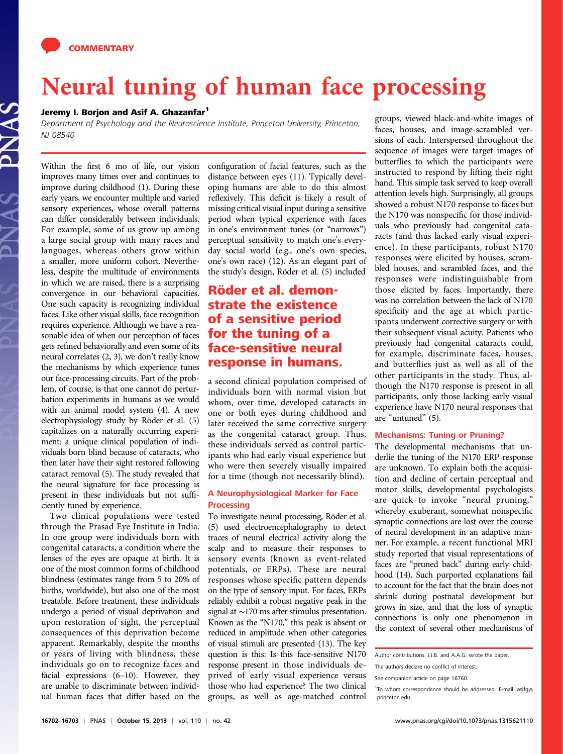COMMENTARY

# Neural tuning of human face processing

**Jeremy I. Borjon and Asif A. Ghazanfar[1]**

*Department of Psychology and the Neuroscience Institute, Princeton University, Princeton, NJ 08540*

Within the first 6 mo of life, our vision improves many times over and continues to improve during childhood (1). During these early years, we encounter multiple and varied sensory experiences, whose overall patterns can differ considerably between individuals. For example, some of us grow up among a large social group with many races and languages, whereas others grow within a smaller, more uniform cohort. Nevertheless, despite the multitude of environments in which we are raised, there is a surprising convergence in our behavioral capacities. One such capacity is recognizing individual faces. Like other visual skills, face recognition requires experience. Although we have a reasonable idea of when our perception of faces gets refined behaviorally and even some of its neural correlates (2, 3), we don't really know the mechanisms by which experience tunes our face-processing circuits. Part of the problem, of course, is that one cannot do perturbation experiments in humans as we would with an animal model system (4). A new electrophysiology study by Röder et al. (5) capitalizes on a naturally occurring experiment: a unique clinical population of individuals born blind because of cataracts, who then later have their sight restored following cataract removal (5). The study revealed that the neural signature for face processing is present in these individuals but not sufficiently tuned by experience.

Two clinical populations were tested through the Prasad Eye Institute in India. In one group were individuals born with congenital cataracts, a condition where the lenses of the eyes are opaque at birth. It is one of the most common forms of childhood blindness (estimates range from 5 to 20% of births, worldwide), but also one of the most treatable. Before treatment, these individuals undergo a period of visual deprivation and upon restoration of sight, the perceptual consequences of this deprivation become apparent. Remarkably, despite the months or years of living with blindness, these individuals go on to recognize faces and facial expressions (6–10). However, they are unable to discriminate between individual human faces that differ based on the configuration of facial features, such as the distance between eyes (11). Typically developing humans are able to do this almost reflexively. This deficit is likely a result of missing critical visual input during a sensitive period when typical experience with faces in one's environment tunes (or "narrows") perceptual sensitivity to match one's everyday social world (e.g., one's own species, one's own race) (12). As an elegant part of the study's design, Röder et al. (5) included a second clinical population comprised of individuals born with normal vision but whom, over time, developed cataracts in one or both eyes during childhood and later received the same corrective surgery as the congenital cataract group. Thus, these individuals served as control participants who had early visual experience but who were then severely visually impaired for a time (though not necessarily blind).

> **Röder et al. demonstrate the existence of a sensitive period for the tuning of a face-sensitive neural response in humans.**

## A Neurophysiological Marker for Face Processing

To investigate neural processing, Röder et al. (5) used electroencephalography to detect traces of neural electrical activity along the scalp and to measure their responses to sensory events (known as event-related potentials, or ERPs). These are neural responses whose specific pattern depends on the type of sensory input. For faces, ERPs reliably exhibit a robust negative peak in the signal at ~170 ms after stimulus presentation. Known as the "N170," this peak is absent or reduced in amplitude when other categories of visual stimuli are presented (13). The key question is this: Is this face-sensitive N170 response present in those individuals deprived of early visual experience versus those who had experience? The two clinical groups, as well as age-matched control groups, viewed black-and-white images of faces, houses, and image-scrambled versions of each. Interspersed throughout the sequence of images were target images of butterflies to which the participants were instructed to respond by lifting their right hand. This simple task served to keep overall attention levels high. Surprisingly, all groups showed a robust N170 response to faces but the N170 was nonspecific for those individuals who previously had congenital cataracts (and thus lacked early visual experience). In these participants, robust N170 responses were elicited by houses, scrambled houses, and scrambled faces, and the responses were indistinguishable from those elicited by faces. Importantly, there was no correlation between the lack of N170 specificity and the age at which participants underwent corrective surgery or with their subsequent visual acuity. Patients who previously had congenital cataracts could, for example, discriminate faces, houses, and butterflies just as well as all of the other participants in the study. Thus, although the N170 response is present in all participants, only those lacking early visual experience have N170 neural responses that are "untuned" (5).

## Mechanisms: Tuning or Pruning?

The developmental mechanisms that underlie the tuning of the N170 ERP response are unknown. To explain both the acquisition and decline of certain perceptual and motor skills, developmental psychologists are quick to invoke "neural pruning," whereby exuberant, somewhat nonspecific synaptic connections are lost over the course of neural development in an adaptive manner. For example, a recent functional MRI study reported that visual representations of faces are "pruned back" during early childhood (14). Such purported explanations fail to account for the fact that the brain does not shrink during postnatal development but grows in size, and that the loss of synaptic connections is only one phenomenon in the context of several other mechanisms of

Author contributions: J.I.B. and A.A.G. wrote the paper.

The authors declare no conflict of interest.

See companion article on page 16760.

[1]To whom correspondence should be addressed. E-mail: asifg@princeton.edu.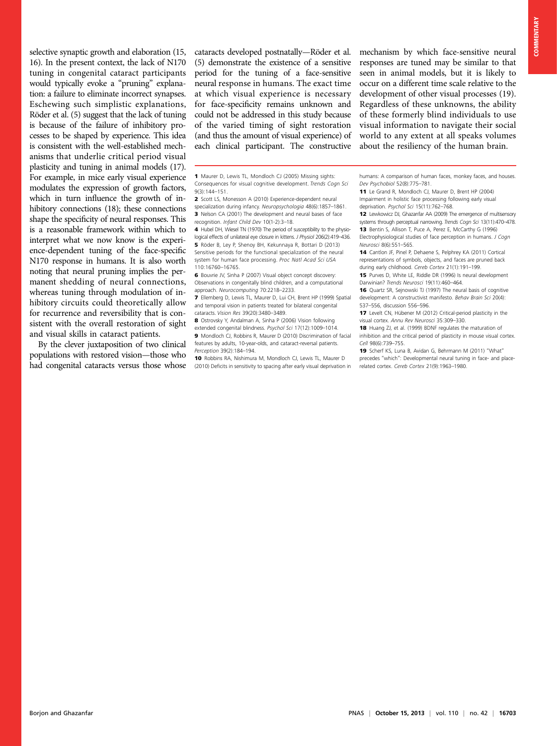selective synaptic growth and elaboration (15, 16). In the present context, the lack of N170 tuning in congenital cataract participants would typically evoke a "pruning" explanation: a failure to eliminate incorrect synapses. Eschewing such simplistic explanations, Röder et al. (5) suggest that the lack of tuning is because of the failure of inhibitory processes to be shaped by experience. This idea is consistent with the well-established mechanisms that underlie critical period visual plasticity and tuning in animal models (17). For example, in mice early visual experience modulates the expression of growth factors, which in turn influence the growth of inhibitory connections (18); these connections shape the specificity of neural responses. This is a reasonable framework within which to interpret what we now know is the experience-dependent tuning of the face-specific N170 response in humans. It is also worth noting that neural pruning implies the permanent shedding of neural connections, whereas tuning through modulation of inhibitory circuits could theoretically allow for recurrence and reversibility that is consistent with the overall restoration of sight and visual skills in cataract patients.

By the clever juxtaposition of two clinical populations with restored vision—those who had congenital cataracts versus those whose cataracts developed postnatally—Röder et al. (5) demonstrate the existence of a sensitive period for the tuning of a face-sensitive neural response in humans. The exact time at which visual experience is necessary for face-specificity remains unknown and could not be addressed in this study because of the varied timing of sight restoration (and thus the amount of visual experience) of each clinical participant. The constructive mechanism by which face-sensitive neural responses are tuned may be similar to that seen in animal models, but it is likely to occur on a different time scale relative to the development of other visual processes (19). Regardless of these unknowns, the ability of these formerly blind individuals to use visual information to navigate their social world to any extent at all speaks volumes about the resiliency of the human brain.

1 Maurer D, Lewis TL, Mondloch CJ (2005) Missing sights: Consequences for visual cognitive development. *Trends Cogn Sci* 9(3):144–151.

2 Scott LS, Monesson A (2010) Experience-dependent neural specialization during infancy. *Neuropsychologia* 48(6):1857–1861.

3 Nelson CA (2001) The development and neural bases of face recognition. *Infant Child Dev* 10(1-2):3–18.

4 Hubel DH, Wiesel TN (1970) The period of susceptibility to the physiological effects of unilateral eye closure in kittens. *J Physiol* 206(2):419–436.

5 Röder B, Ley P, Shenoy BH, Kekunnaya R, Bottari D (2013) Sensitive periods for the functional specialization of the neural system for human face processing. *Proc Natl Acad Sci USA* 110:16760–16765.

6 Bouvrie JV, Sinha P (2007) Visual object concept discovery: Observations in congenitally blind children, and a computational approach. *Neurocomputing* 70:2218–2233.

7 Ellemberg D, Lewis TL, Maurer D, Lui CH, Brent HP (1999) Spatial and temporal vision in patients treated for bilateral congenital cataracts. *Vision Res* 39(20):3480–3489.

8 Ostrovsky Y, Andalman A, Sinha P (2006) Vision following extended congenital blindness. *Psychol Sci* 17(12):1009–1014.

9 Mondloch CJ, Robbins R, Maurer D (2010) Discrimination of facial features by adults, 10-year-olds, and cataract-reversal patients. *Perception* 39(2):184–194.

10 Robbins RA, Nishimura M, Mondloch CJ, Lewis TL, Maurer D (2010) Deficits in sensitivity to spacing after early visual deprivation in humans: A comparison of human faces, monkey faces, and houses. *Dev Psychobiol* 52(8):775–781.

11 Le Grand R, Mondloch CJ, Maurer D, Brent HP (2004) Impairment in holistic face processing following early visual deprivation. *Psychol Sci* 15(11):762–768.

12 Lewkowicz DJ, Ghazanfar AA (2009) The emergence of multisensory systems through perceptual narrowing. *Trends Cogn Sci* 13(11):470–478.

13 Bentin S, Allison T, Puce A, Perez E, McCarthy G (1996) Electrophysiological studies of face perception in humans. *J Cogn Neurosci* 8(6):551–565.

14 Cantlon JF, Pinel P, Dehaene S, Pelphrey KA (2011) Cortical representations of symbols, objects, and faces are pruned back during early childhood. *Cereb Cortex* 21(1):191–199.

15 Purves D, White LE, Riddle DR (1996) Is neural development Darwinian? *Trends Neurosci* 19(11):460–464.

16 Quartz SR, Sejnowski TJ (1997) The neural basis of cognitive development: A constructivist manifesto. *Behav Brain Sci* 20(4):537–556, discussion 556–596.

17 Levelt CN, Hübener M (2012) Critical-period plasticity in the visual cortex. *Annu Rev Neurosci* 35:309–330.

18 Huang ZJ, et al. (1999) BDNF regulates the maturation of inhibition and the critical period of plasticity in mouse visual cortex. *Cell* 98(6):739–755.

19 Scherf KS, Luna B, Avidan G, Behrmann M (2011) "What" precedes "which": Developmental neural tuning in face- and place-related cortex. *Cereb Cortex* 21(9):1963–1980.